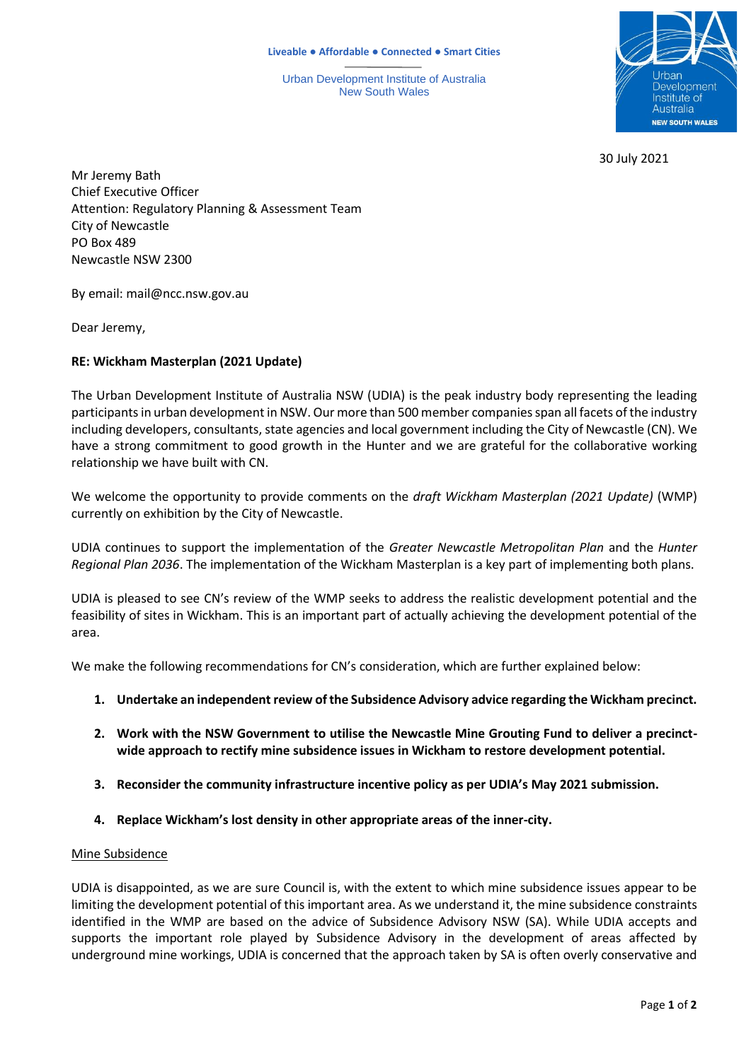Liveable ● Affordable ● Connected ● Smart Cities

Urban Development Institute of Australia
New South Wales

30 July 2021

Mr Jeremy Bath
Chief Executive Officer
Attention: Regulatory Planning & Assessment Team
City of Newcastle
PO Box 489
Newcastle NSW 2300

By email: mail@ncc.nsw.gov.au

Dear Jeremy,

**RE: Wickham Masterplan (2021 Update)**

The Urban Development Institute of Australia NSW (UDIA) is the peak industry body representing the leading participants in urban development in NSW. Our more than 500 member companies span all facets of the industry including developers, consultants, state agencies and local government including the City of Newcastle (CN). We have a strong commitment to good growth in the Hunter and we are grateful for the collaborative working relationship we have built with CN.

We welcome the opportunity to provide comments on the *draft Wickham Masterplan (2021 Update)* (WMP) currently on exhibition by the City of Newcastle.

UDIA continues to support the implementation of the *Greater Newcastle Metropolitan Plan* and the *Hunter Regional Plan 2036*. The implementation of the Wickham Masterplan is a key part of implementing both plans.

UDIA is pleased to see CN's review of the WMP seeks to address the realistic development potential and the feasibility of sites in Wickham. This is an important part of actually achieving the development potential of the area.

We make the following recommendations for CN's consideration, which are further explained below:

1. **Undertake an independent review of the Subsidence Advisory advice regarding the Wickham precinct.**
2. **Work with the NSW Government to utilise the Newcastle Mine Grouting Fund to deliver a precinct-wide approach to rectify mine subsidence issues in Wickham to restore development potential.**
3. **Reconsider the community infrastructure incentive policy as per UDIA's May 2021 submission.**
4. **Replace Wickham's lost density in other appropriate areas of the inner-city.**

<u>Mine Subsidence</u>

UDIA is disappointed, as we are sure Council is, with the extent to which mine subsidence issues appear to be limiting the development potential of this important area. As we understand it, the mine subsidence constraints identified in the WMP are based on the advice of Subsidence Advisory NSW (SA). While UDIA accepts and supports the important role played by Subsidence Advisory in the development of areas affected by underground mine workings, UDIA is concerned that the approach taken by SA is often overly conservative and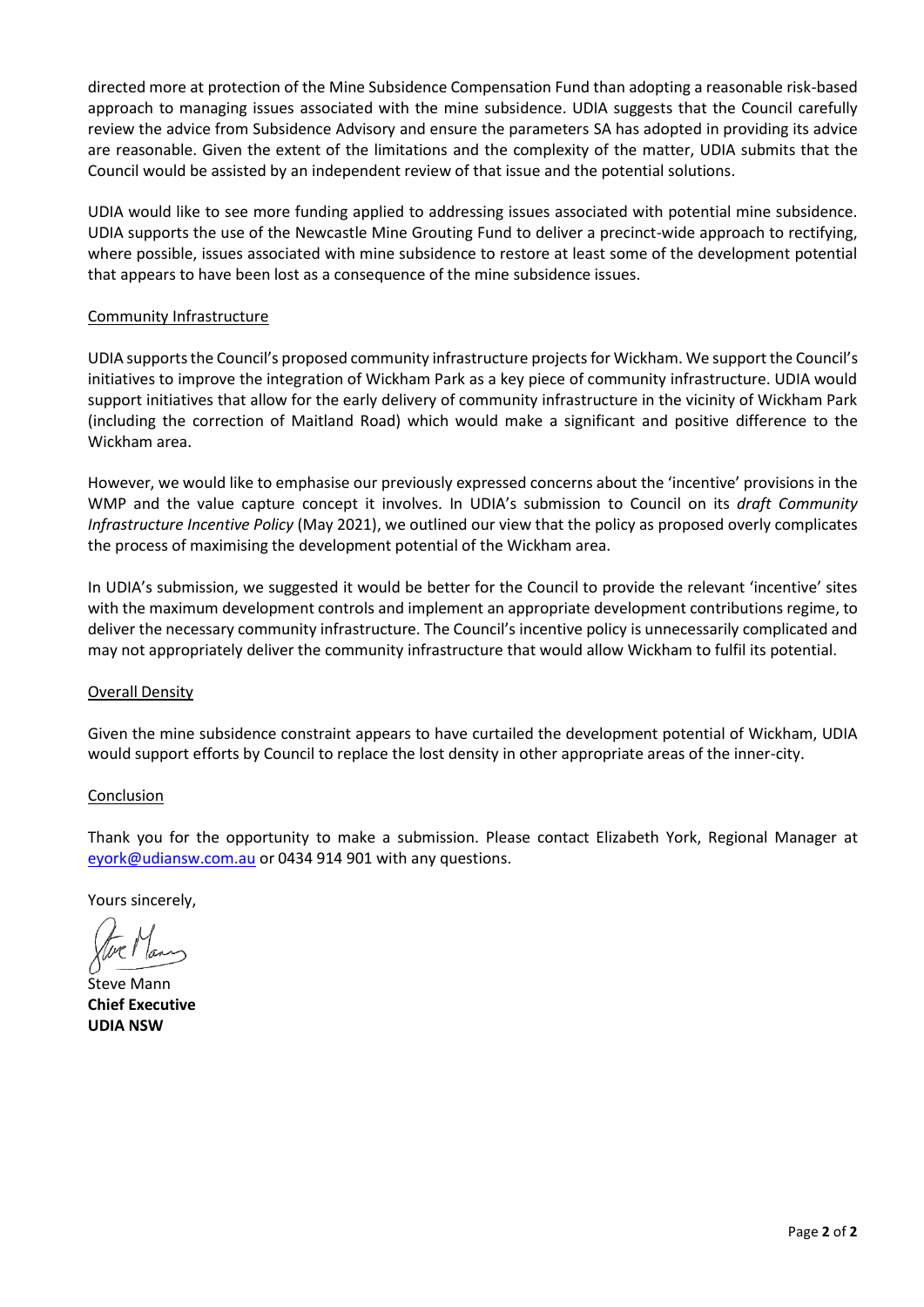directed more at protection of the Mine Subsidence Compensation Fund than adopting a reasonable risk-based approach to managing issues associated with the mine subsidence. UDIA suggests that the Council carefully review the advice from Subsidence Advisory and ensure the parameters SA has adopted in providing its advice are reasonable. Given the extent of the limitations and the complexity of the matter, UDIA submits that the Council would be assisted by an independent review of that issue and the potential solutions.

UDIA would like to see more funding applied to addressing issues associated with potential mine subsidence. UDIA supports the use of the Newcastle Mine Grouting Fund to deliver a precinct-wide approach to rectifying, where possible, issues associated with mine subsidence to restore at least some of the development potential that appears to have been lost as a consequence of the mine subsidence issues.

<u>Community Infrastructure</u>

UDIA supports the Council's proposed community infrastructure projects for Wickham. We support the Council's initiatives to improve the integration of Wickham Park as a key piece of community infrastructure. UDIA would support initiatives that allow for the early delivery of community infrastructure in the vicinity of Wickham Park (including the correction of Maitland Road) which would make a significant and positive difference to the Wickham area.

However, we would like to emphasise our previously expressed concerns about the 'incentive' provisions in the WMP and the value capture concept it involves. In UDIA's submission to Council on its *draft Community Infrastructure Incentive Policy* (May 2021), we outlined our view that the policy as proposed overly complicates the process of maximising the development potential of the Wickham area.

In UDIA's submission, we suggested it would be better for the Council to provide the relevant 'incentive' sites with the maximum development controls and implement an appropriate development contributions regime, to deliver the necessary community infrastructure. The Council's incentive policy is unnecessarily complicated and may not appropriately deliver the community infrastructure that would allow Wickham to fulfil its potential.

<u>Overall Density</u>

Given the mine subsidence constraint appears to have curtailed the development potential of Wickham, UDIA would support efforts by Council to replace the lost density in other appropriate areas of the inner-city.

<u>Conclusion</u>

Thank you for the opportunity to make a submission. Please contact Elizabeth York, Regional Manager at eyork@udiansw.com.au or 0434 914 901 with any questions.

Yours sincerely,

Steve Mann
**Chief Executive**
**UDIA NSW**